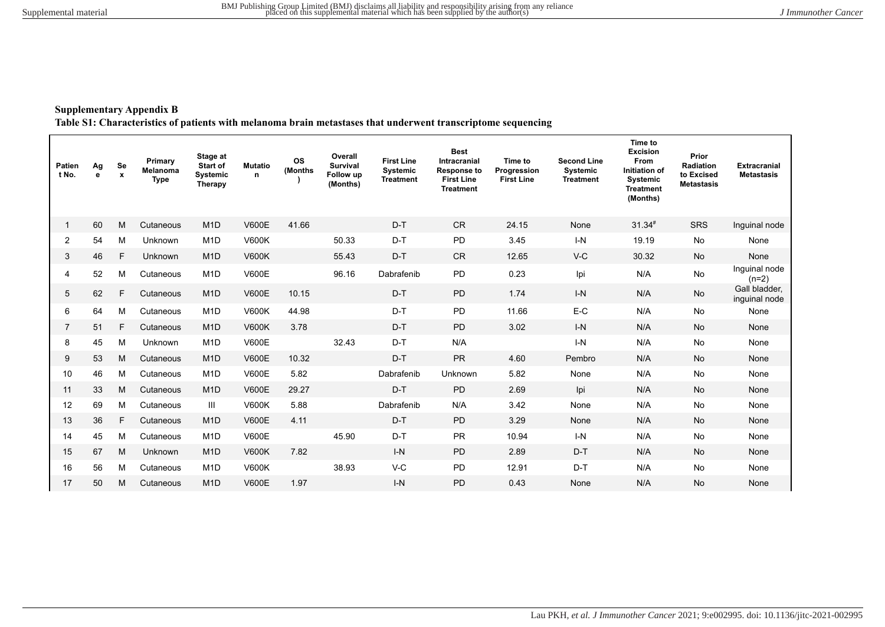**Supplementary Appendix B**

**Table S1: Characteristics of patients with melanoma brain metastases that underwent transcriptome sequencing**

| Patient No. | Age | Sex | Primary Melanoma Type | Stage at Start of Systemic Therapy | Mutation | OS (Months) | Overall Survival Follow up (Months) | First Line Systemic Treatment | Best Intracranial Response to First Line Treatment | Time to Progression First Line | Second Line Systemic Treatment | Time to Excision From Initiation of Systemic Treatment (Months) | Prior Radiation to Excised Metastasis | Extracranial Metastasis |
|---|---|---|---|---|---|---|---|---|---|---|---|---|---|---|
| 1 | 60 | M | Cutaneous | M1D | V600E | 41.66 | | D-T | CR | 24.15 | None | 31.34[#] | SRS | Inguinal node |
| 2 | 54 | M | Unknown | M1D | V600K | | 50.33 | D-T | PD | 3.45 | I-N | 19.19 | No | None |
| 3 | 46 | F | Unknown | M1D | V600K | | 55.43 | D-T | CR | 12.65 | V-C | 30.32 | No | None |
| 4 | 52 | M | Cutaneous | M1D | V600E | | 96.16 | Dabrafenib | PD | 0.23 | Ipi | N/A | No | Inguinal node (n=2) |
| 5 | 62 | F | Cutaneous | M1D | V600E | 10.15 | | D-T | PD | 1.74 | I-N | N/A | No | Gall bladder, inguinal node |
| 6 | 64 | M | Cutaneous | M1D | V600K | 44.98 | | D-T | PD | 11.66 | E-C | N/A | No | None |
| 7 | 51 | F | Cutaneous | M1D | V600K | 3.78 | | D-T | PD | 3.02 | I-N | N/A | No | None |
| 8 | 45 | M | Unknown | M1D | V600E | | 32.43 | D-T | N/A | | I-N | N/A | No | None |
| 9 | 53 | M | Cutaneous | M1D | V600E | 10.32 | | D-T | PR | 4.60 | Pembro | N/A | No | None |
| 10 | 46 | M | Cutaneous | M1D | V600E | 5.82 | | Dabrafenib | Unknown | 5.82 | None | N/A | No | None |
| 11 | 33 | M | Cutaneous | M1D | V600E | 29.27 | | D-T | PD | 2.69 | Ipi | N/A | No | None |
| 12 | 69 | M | Cutaneous | III | V600K | 5.88 | | Dabrafenib | N/A | 3.42 | None | N/A | No | None |
| 13 | 36 | F | Cutaneous | M1D | V600E | 4.11 | | D-T | PD | 3.29 | None | N/A | No | None |
| 14 | 45 | M | Cutaneous | M1D | V600E | | 45.90 | D-T | PR | 10.94 | I-N | N/A | No | None |
| 15 | 67 | M | Unknown | M1D | V600K | 7.82 | | I-N | PD | 2.89 | D-T | N/A | No | None |
| 16 | 56 | M | Cutaneous | M1D | V600K | | 38.93 | V-C | PD | 12.91 | D-T | N/A | No | None |
| 17 | 50 | M | Cutaneous | M1D | V600E | 1.97 | | I-N | PD | 0.43 | None | N/A | No | None |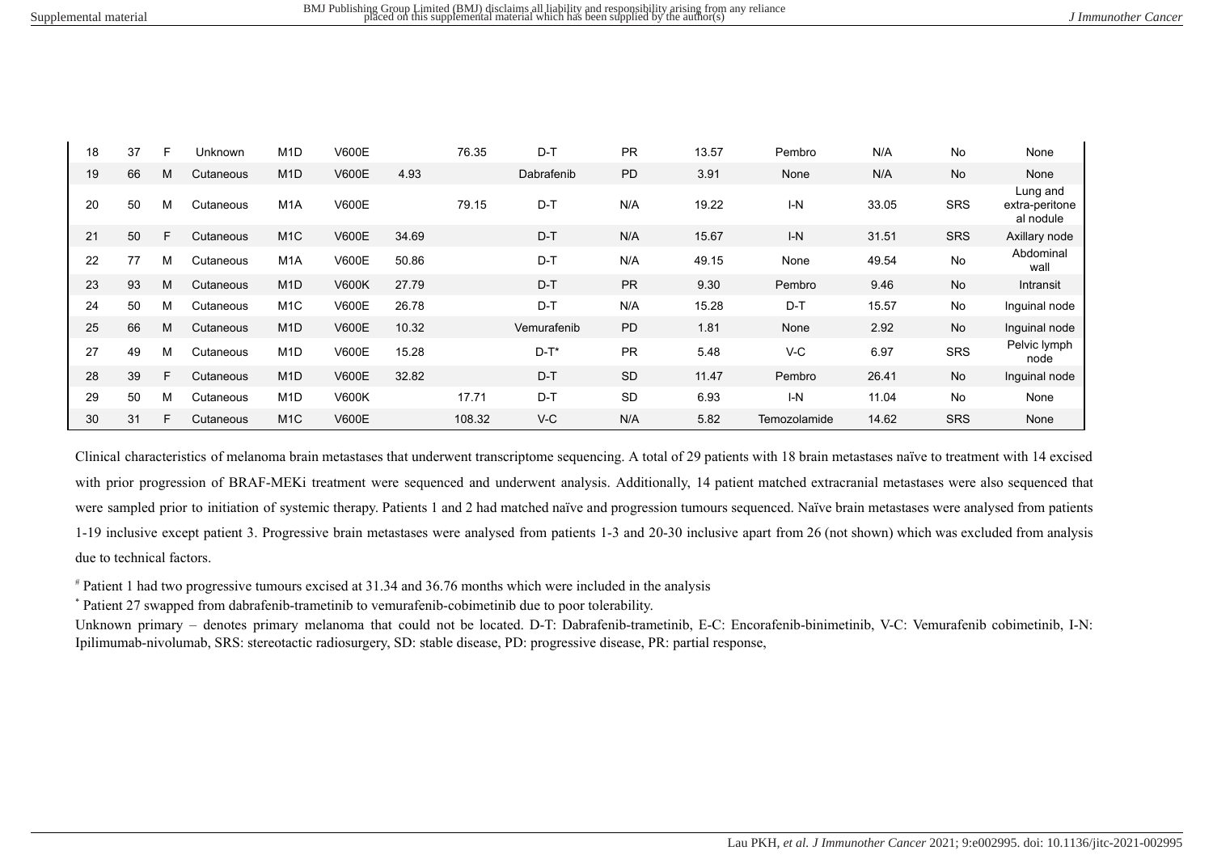| | | | | | | | | | | | | | | |
|---|---|---|---|---|---|---|---|---|---|---|---|---|---|---|
| 18 | 37 | F | Unknown | M1D | V600E | | 76.35 | D-T | PR | 13.57 | Pembro | N/A | No | None |
| 19 | 66 | M | Cutaneous | M1D | V600E | 4.93 | | Dabrafenib | PD | 3.91 | None | N/A | No | None |
| 20 | 50 | M | Cutaneous | M1A | V600E | | 79.15 | D-T | N/A | 19.22 | I-N | 33.05 | SRS | Lung and extra-peritoneal nodule |
| 21 | 50 | F | Cutaneous | M1C | V600E | 34.69 | | D-T | N/A | 15.67 | I-N | 31.51 | SRS | Axillary node |
| 22 | 77 | M | Cutaneous | M1A | V600E | 50.86 | | D-T | N/A | 49.15 | None | 49.54 | No | Abdominal wall |
| 23 | 93 | M | Cutaneous | M1D | V600K | 27.79 | | D-T | PR | 9.30 | Pembro | 9.46 | No | Intransit |
| 24 | 50 | M | Cutaneous | M1C | V600E | 26.78 | | D-T | N/A | 15.28 | D-T | 15.57 | No | Inguinal node |
| 25 | 66 | M | Cutaneous | M1D | V600E | 10.32 | | Vemurafenib | PD | 1.81 | None | 2.92 | No | Inguinal node |
| 27 | 49 | M | Cutaneous | M1D | V600E | 15.28 | | D-T* | PR | 5.48 | V-C | 6.97 | SRS | Pelvic lymph node |
| 28 | 39 | F | Cutaneous | M1D | V600E | 32.82 | | D-T | SD | 11.47 | Pembro | 26.41 | No | Inguinal node |
| 29 | 50 | M | Cutaneous | M1D | V600K | | 17.71 | D-T | SD | 6.93 | I-N | 11.04 | No | None |
| 30 | 31 | F | Cutaneous | M1C | V600E | | 108.32 | V-C | N/A | 5.82 | Temozolamide | 14.62 | SRS | None |

Clinical characteristics of melanoma brain metastases that underwent transcriptome sequencing. A total of 29 patients with 18 brain metastases naïve to treatment with 14 excised with prior progression of BRAF-MEKi treatment were sequenced and underwent analysis. Additionally, 14 patient matched extracranial metastases were also sequenced that were sampled prior to initiation of systemic therapy. Patients 1 and 2 had matched naïve and progression tumours sequenced. Naïve brain metastases were analysed from patients 1-19 inclusive except patient 3. Progressive brain metastases were analysed from patients 1-3 and 20-30 inclusive apart from 26 (not shown) which was excluded from analysis due to technical factors.

[#] Patient 1 had two progressive tumours excised at 31.34 and 36.76 months which were included in the analysis

[*] Patient 27 swapped from dabrafenib-trametinib to vemurafenib-cobimetinib due to poor tolerability.

Unknown primary – denotes primary melanoma that could not be located. D-T: Dabrafenib-trametinib, E-C: Encorafenib-binimetinib, V-C: Vemurafenib cobimetinib, I-N: Ipilimumab-nivolumab, SRS: stereotactic radiosurgery, SD: stable disease, PD: progressive disease, PR: partial response,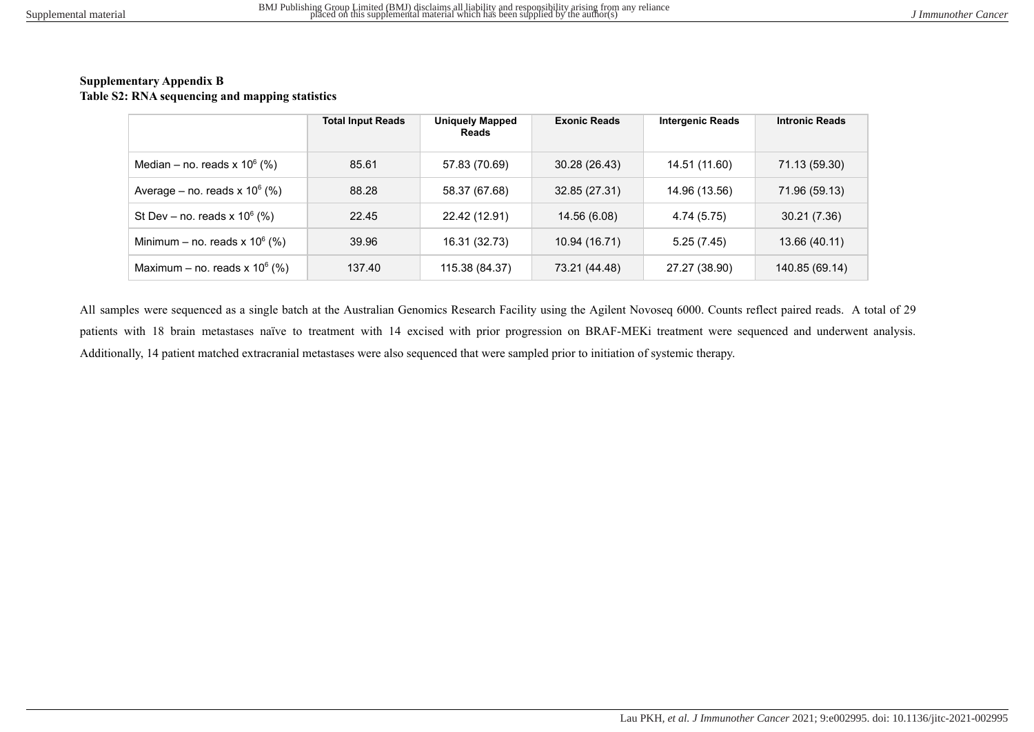**Supplementary Appendix B**
**Table S2: RNA sequencing and mapping statistics**

| | Total Input Reads | Uniquely Mapped Reads | Exonic Reads | Intergenic Reads | Intronic Reads |
|---|---|---|---|---|---|
| Median – no. reads x $10^6$ (%) | 85.61 | 57.83 (70.69) | 30.28 (26.43) | 14.51 (11.60) | 71.13 (59.30) |
| Average – no. reads x $10^6$ (%) | 88.28 | 58.37 (67.68) | 32.85 (27.31) | 14.96 (13.56) | 71.96 (59.13) |
| St Dev – no. reads x $10^6$ (%) | 22.45 | 22.42 (12.91) | 14.56 (6.08) | 4.74 (5.75) | 30.21 (7.36) |
| Minimum – no. reads x $10^6$ (%) | 39.96 | 16.31 (32.73) | 10.94 (16.71) | 5.25 (7.45) | 13.66 (40.11) |
| Maximum – no. reads x $10^6$ (%) | 137.40 | 115.38 (84.37) | 73.21 (44.48) | 27.27 (38.90) | 140.85 (69.14) |

All samples were sequenced as a single batch at the Australian Genomics Research Facility using the Agilent Novoseq 6000. Counts reflect paired reads. A total of 29 patients with 18 brain metastases naïve to treatment with 14 excised with prior progression on BRAF-MEKi treatment were sequenced and underwent analysis. Additionally, 14 patient matched extracranial metastases were also sequenced that were sampled prior to initiation of systemic therapy.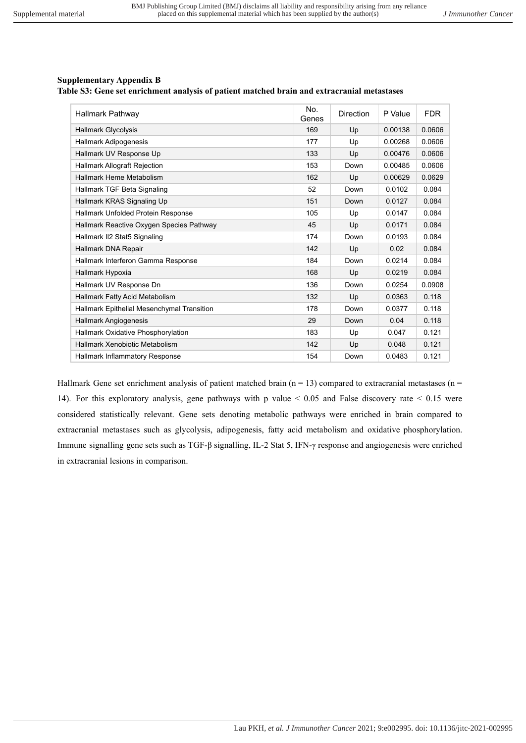**Supplementary Appendix B**

**Table S3: Gene set enrichment analysis of patient matched brain and extracranial metastases**

| Hallmark Pathway | No. Genes | Direction | P Value | FDR |
|---|---|---|---|---|
| Hallmark Glycolysis | 169 | Up | 0.00138 | 0.0606 |
| Hallmark Adipogenesis | 177 | Up | 0.00268 | 0.0606 |
| Hallmark UV Response Up | 133 | Up | 0.00476 | 0.0606 |
| Hallmark Allograft Rejection | 153 | Down | 0.00485 | 0.0606 |
| Hallmark Heme Metabolism | 162 | Up | 0.00629 | 0.0629 |
| Hallmark TGF Beta Signaling | 52 | Down | 0.0102 | 0.084 |
| Hallmark KRAS Signaling Up | 151 | Down | 0.0127 | 0.084 |
| Hallmark Unfolded Protein Response | 105 | Up | 0.0147 | 0.084 |
| Hallmark Reactive Oxygen Species Pathway | 45 | Up | 0.0171 | 0.084 |
| Hallmark Il2 Stat5 Signaling | 174 | Down | 0.0193 | 0.084 |
| Hallmark DNA Repair | 142 | Up | 0.02 | 0.084 |
| Hallmark Interferon Gamma Response | 184 | Down | 0.0214 | 0.084 |
| Hallmark Hypoxia | 168 | Up | 0.0219 | 0.084 |
| Hallmark UV Response Dn | 136 | Down | 0.0254 | 0.0908 |
| Hallmark Fatty Acid Metabolism | 132 | Up | 0.0363 | 0.118 |
| Hallmark Epithelial Mesenchymal Transition | 178 | Down | 0.0377 | 0.118 |
| Hallmark Angiogenesis | 29 | Down | 0.04 | 0.118 |
| Hallmark Oxidative Phosphorylation | 183 | Up | 0.047 | 0.121 |
| Hallmark Xenobiotic Metabolism | 142 | Up | 0.048 | 0.121 |
| Hallmark Inflammatory Response | 154 | Down | 0.0483 | 0.121 |

Hallmark Gene set enrichment analysis of patient matched brain ($n = 13$) compared to extracranial metastases ($n = 14$). For this exploratory analysis, gene pathways with p value $< 0.05$ and False discovery rate $< 0.15$ were considered statistically relevant. Gene sets denoting metabolic pathways were enriched in brain compared to extracranial metastases such as glycolysis, adipogenesis, fatty acid metabolism and oxidative phosphorylation. Immune signalling gene sets such as TGF-β signalling, IL-2 Stat 5, IFN-γ response and angiogenesis were enriched in extracranial lesions in comparison.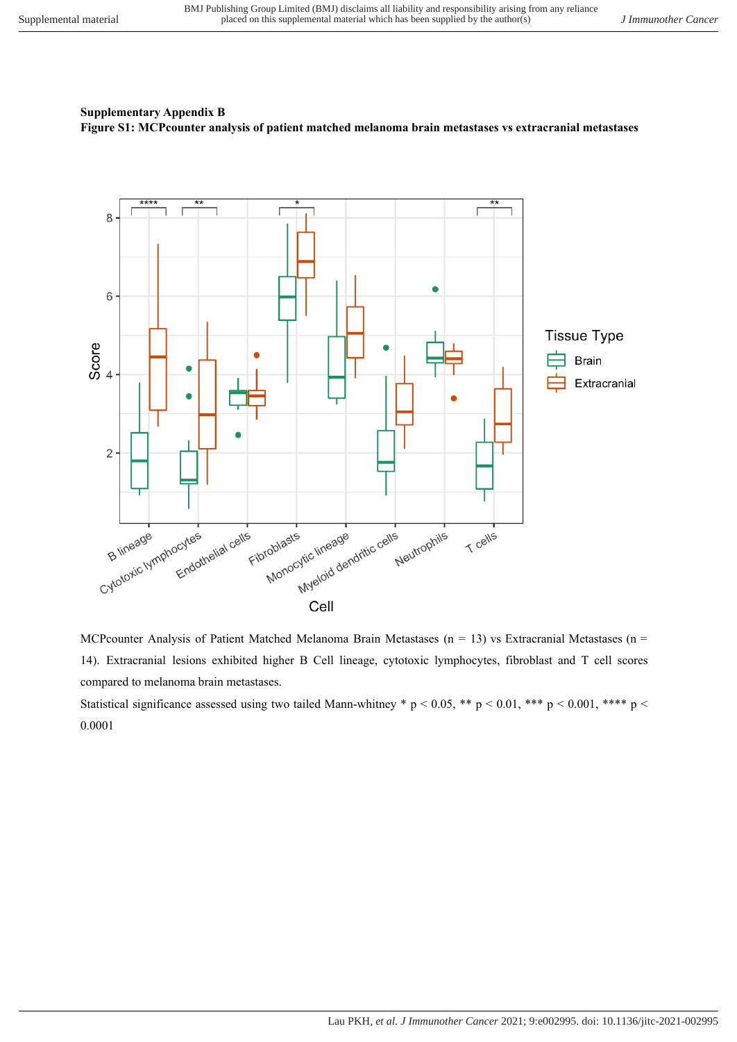**Supplementary Appendix B**

**Figure S1: MCPcounter analysis of patient matched melanoma brain metastases vs extracranial metastases**

MCPcounter Analysis of Patient Matched Melanoma Brain Metastases (n = 13) vs Extracranial Metastases (n = 14). Extracranial lesions exhibited higher B Cell lineage, cytotoxic lymphocytes, fibroblast and T cell scores compared to melanoma brain metastases.

Statistical significance assessed using two tailed Mann-whitney * $p < 0.05$, ** $p < 0.01$, *** $p < 0.001$, **** $p < 0.0001$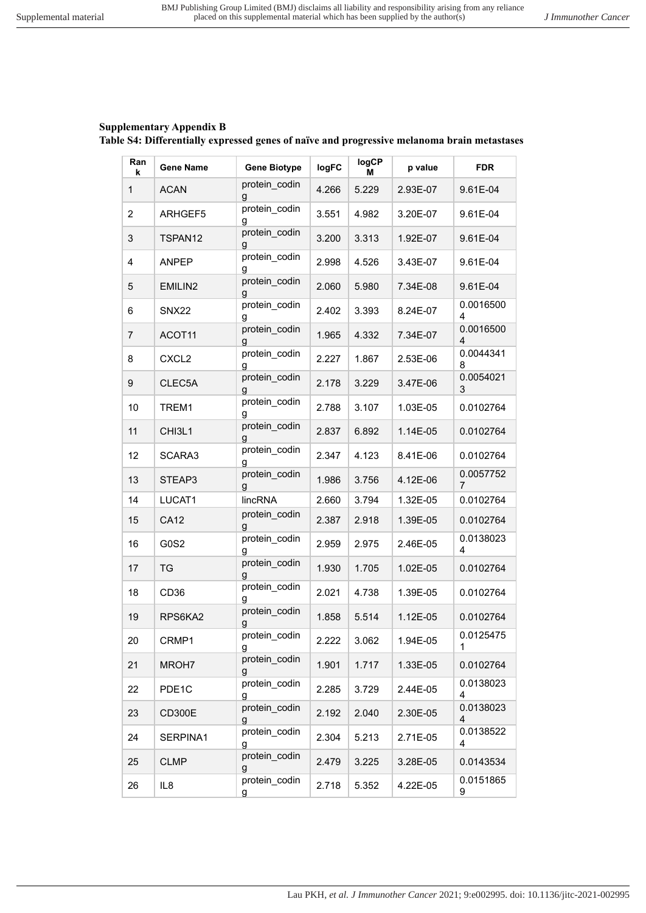**Supplementary Appendix B**

**Table S4: Differentially expressed genes of naïve and progressive melanoma brain metastases**

| Rank | Gene Name | Gene Biotype | logFC | logCPM | p value | FDR |
|---|---|---|---|---|---|---|
| 1 | ACAN | protein_coding | 4.266 | 5.229 | 2.93E-07 | 9.61E-04 |
| 2 | ARHGEF5 | protein_coding | 3.551 | 4.982 | 3.20E-07 | 9.61E-04 |
| 3 | TSPAN12 | protein_coding | 3.200 | 3.313 | 1.92E-07 | 9.61E-04 |
| 4 | ANPEP | protein_coding | 2.998 | 4.526 | 3.43E-07 | 9.61E-04 |
| 5 | EMILIN2 | protein_coding | 2.060 | 5.980 | 7.34E-08 | 9.61E-04 |
| 6 | SNX22 | protein_coding | 2.402 | 3.393 | 8.24E-07 | 0.00165004 |
| 7 | ACOT11 | protein_coding | 1.965 | 4.332 | 7.34E-07 | 0.00165004 |
| 8 | CXCL2 | protein_coding | 2.227 | 1.867 | 2.53E-06 | 0.00443418 |
| 9 | CLEC5A | protein_coding | 2.178 | 3.229 | 3.47E-06 | 0.00540213 |
| 10 | TREM1 | protein_coding | 2.788 | 3.107 | 1.03E-05 | 0.0102764 |
| 11 | CHI3L1 | protein_coding | 2.837 | 6.892 | 1.14E-05 | 0.0102764 |
| 12 | SCARA3 | protein_coding | 2.347 | 4.123 | 8.41E-06 | 0.0102764 |
| 13 | STEAP3 | protein_coding | 1.986 | 3.756 | 4.12E-06 | 0.00577527 |
| 14 | LUCAT1 | lincRNA | 2.660 | 3.794 | 1.32E-05 | 0.0102764 |
| 15 | CA12 | protein_coding | 2.387 | 2.918 | 1.39E-05 | 0.0102764 |
| 16 | G0S2 | protein_coding | 2.959 | 2.975 | 2.46E-05 | 0.01380234 |
| 17 | TG | protein_coding | 1.930 | 1.705 | 1.02E-05 | 0.0102764 |
| 18 | CD36 | protein_coding | 2.021 | 4.738 | 1.39E-05 | 0.0102764 |
| 19 | RPS6KA2 | protein_coding | 1.858 | 5.514 | 1.12E-05 | 0.0102764 |
| 20 | CRMP1 | protein_coding | 2.222 | 3.062 | 1.94E-05 | 0.01254751 |
| 21 | MROH7 | protein_coding | 1.901 | 1.717 | 1.33E-05 | 0.0102764 |
| 22 | PDE1C | protein_coding | 2.285 | 3.729 | 2.44E-05 | 0.01380234 |
| 23 | CD300E | protein_coding | 2.192 | 2.040 | 2.30E-05 | 0.01380234 |
| 24 | SERPINA1 | protein_coding | 2.304 | 5.213 | 2.71E-05 | 0.01385224 |
| 25 | CLMP | protein_coding | 2.479 | 3.225 | 3.28E-05 | 0.0143534 |
| 26 | IL8 | protein_coding | 2.718 | 5.352 | 4.22E-05 | 0.01518659 |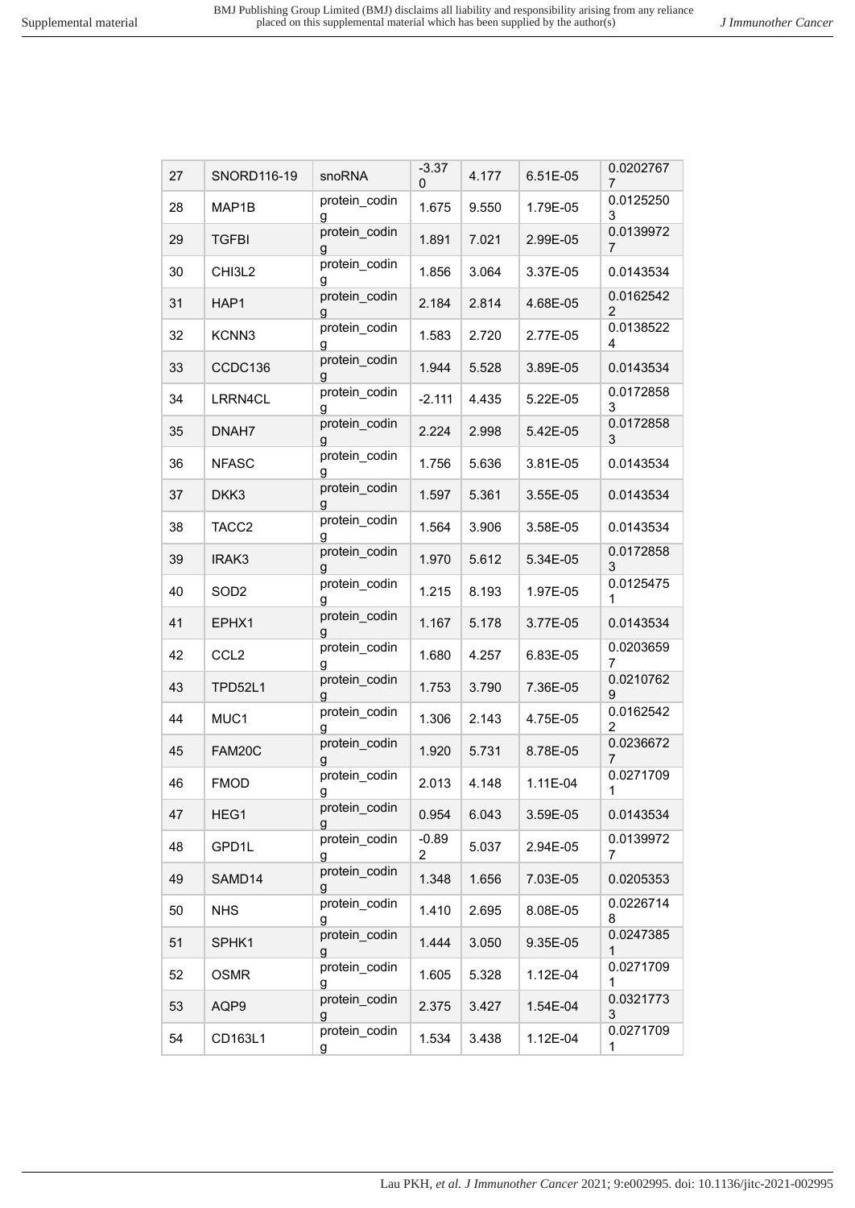| 27 | SNORD116-19 | snoRNA | -3.370 | 4.177 | 6.51E-05 | 0.02027677 |
|---|---|---|---|---|---|---|
| 28 | MAP1B | protein_coding | 1.675 | 9.550 | 1.79E-05 | 0.01252503 |
| 29 | TGFBI | protein_coding | 1.891 | 7.021 | 2.99E-05 | 0.01399727 |
| 30 | CHI3L2 | protein_coding | 1.856 | 3.064 | 3.37E-05 | 0.0143534 |
| 31 | HAP1 | protein_coding | 2.184 | 2.814 | 4.68E-05 | 0.01625422 |
| 32 | KCNN3 | protein_coding | 1.583 | 2.720 | 2.77E-05 | 0.01385224 |
| 33 | CCDC136 | protein_coding | 1.944 | 5.528 | 3.89E-05 | 0.0143534 |
| 34 | LRRN4CL | protein_coding | -2.111 | 4.435 | 5.22E-05 | 0.01728583 |
| 35 | DNAH7 | protein_coding | 2.224 | 2.998 | 5.42E-05 | 0.01728583 |
| 36 | NFASC | protein_coding | 1.756 | 5.636 | 3.81E-05 | 0.0143534 |
| 37 | DKK3 | protein_coding | 1.597 | 5.361 | 3.55E-05 | 0.0143534 |
| 38 | TACC2 | protein_coding | 1.564 | 3.906 | 3.58E-05 | 0.0143534 |
| 39 | IRAK3 | protein_coding | 1.970 | 5.612 | 5.34E-05 | 0.01728583 |
| 40 | SOD2 | protein_coding | 1.215 | 8.193 | 1.97E-05 | 0.01254751 |
| 41 | EPHX1 | protein_coding | 1.167 | 5.178 | 3.77E-05 | 0.0143534 |
| 42 | CCL2 | protein_coding | 1.680 | 4.257 | 6.83E-05 | 0.02036597 |
| 43 | TPD52L1 | protein_coding | 1.753 | 3.790 | 7.36E-05 | 0.02107629 |
| 44 | MUC1 | protein_coding | 1.306 | 2.143 | 4.75E-05 | 0.01625422 |
| 45 | FAM20C | protein_coding | 1.920 | 5.731 | 8.78E-05 | 0.02366727 |
| 46 | FMOD | protein_coding | 2.013 | 4.148 | 1.11E-04 | 0.02717091 |
| 47 | HEG1 | protein_coding | 0.954 | 6.043 | 3.59E-05 | 0.0143534 |
| 48 | GPD1L | protein_coding | -0.892 | 5.037 | 2.94E-05 | 0.01399727 |
| 49 | SAMD14 | protein_coding | 1.348 | 1.656 | 7.03E-05 | 0.0205353 |
| 50 | NHS | protein_coding | 1.410 | 2.695 | 8.08E-05 | 0.02267148 |
| 51 | SPHK1 | protein_coding | 1.444 | 3.050 | 9.35E-05 | 0.02473851 |
| 52 | OSMR | protein_coding | 1.605 | 5.328 | 1.12E-04 | 0.02717091 |
| 53 | AQP9 | protein_coding | 2.375 | 3.427 | 1.54E-04 | 0.03217733 |
| 54 | CD163L1 | protein_coding | 1.534 | 3.438 | 1.12E-04 | 0.02717091 |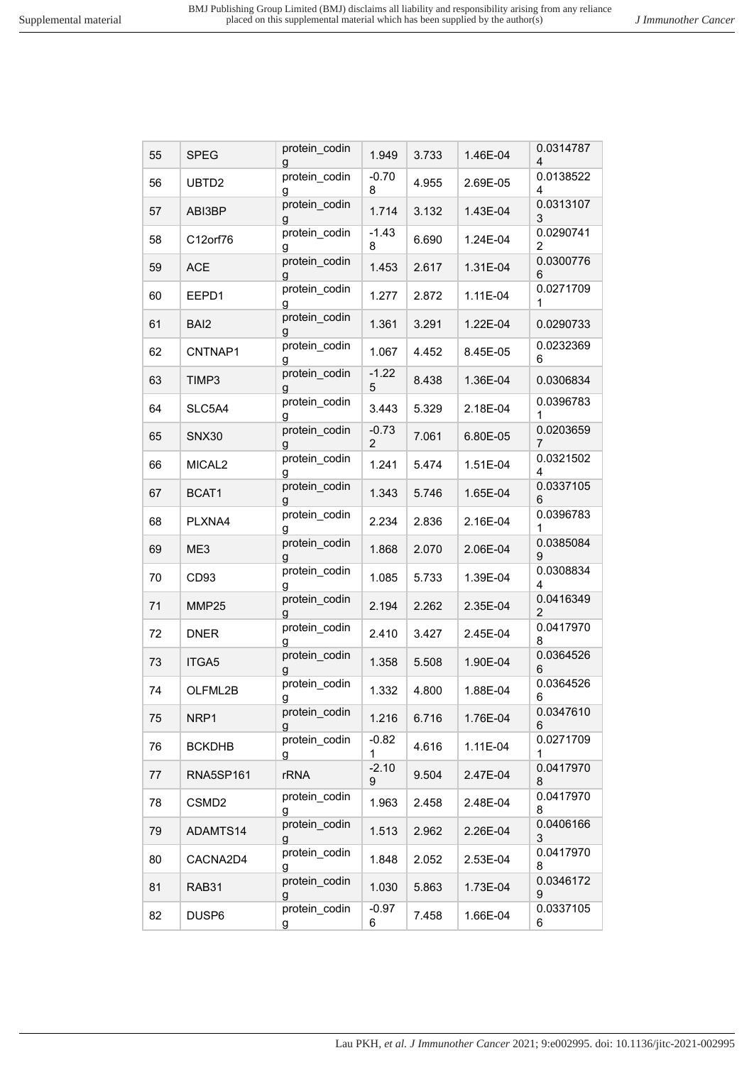| 55 | SPEG | protein_coding | 1.949 | 3.733 | 1.46E-04 | 0.03147874 |
|---|---|---|---|---|---|---|
| 56 | UBTD2 | protein_coding | -0.708 | 4.955 | 2.69E-05 | 0.01385224 |
| 57 | ABI3BP | protein_coding | 1.714 | 3.132 | 1.43E-04 | 0.03131073 |
| 58 | C12orf76 | protein_coding | -1.438 | 6.690 | 1.24E-04 | 0.02907412 |
| 59 | ACE | protein_coding | 1.453 | 2.617 | 1.31E-04 | 0.03007766 |
| 60 | EEPD1 | protein_coding | 1.277 | 2.872 | 1.11E-04 | 0.02717091 |
| 61 | BAI2 | protein_coding | 1.361 | 3.291 | 1.22E-04 | 0.0290733 |
| 62 | CNTNAP1 | protein_coding | 1.067 | 4.452 | 8.45E-05 | 0.02323696 |
| 63 | TIMP3 | protein_coding | -1.225 | 8.438 | 1.36E-04 | 0.0306834 |
| 64 | SLC5A4 | protein_coding | 3.443 | 5.329 | 2.18E-04 | 0.03967831 |
| 65 | SNX30 | protein_coding | -0.732 | 7.061 | 6.80E-05 | 0.02036597 |
| 66 | MICAL2 | protein_coding | 1.241 | 5.474 | 1.51E-04 | 0.03215024 |
| 67 | BCAT1 | protein_coding | 1.343 | 5.746 | 1.65E-04 | 0.03371056 |
| 68 | PLXNA4 | protein_coding | 2.234 | 2.836 | 2.16E-04 | 0.03967831 |
| 69 | ME3 | protein_coding | 1.868 | 2.070 | 2.06E-04 | 0.03850849 |
| 70 | CD93 | protein_coding | 1.085 | 5.733 | 1.39E-04 | 0.03088344 |
| 71 | MMP25 | protein_coding | 2.194 | 2.262 | 2.35E-04 | 0.04163492 |
| 72 | DNER | protein_coding | 2.410 | 3.427 | 2.45E-04 | 0.04179708 |
| 73 | ITGA5 | protein_coding | 1.358 | 5.508 | 1.90E-04 | 0.03645266 |
| 74 | OLFML2B | protein_coding | 1.332 | 4.800 | 1.88E-04 | 0.03645266 |
| 75 | NRP1 | protein_coding | 1.216 | 6.716 | 1.76E-04 | 0.03476106 |
| 76 | BCKDHB | protein_coding | -0.821 | 4.616 | 1.11E-04 | 0.02717091 |
| 77 | RNA5SP161 | rRNA | -2.109 | 9.504 | 2.47E-04 | 0.04179708 |
| 78 | CSMD2 | protein_coding | 1.963 | 2.458 | 2.48E-04 | 0.04179708 |
| 79 | ADAMTS14 | protein_coding | 1.513 | 2.962 | 2.26E-04 | 0.04061663 |
| 80 | CACNA2D4 | protein_coding | 1.848 | 2.052 | 2.53E-04 | 0.04179708 |
| 81 | RAB31 | protein_coding | 1.030 | 5.863 | 1.73E-04 | 0.03461729 |
| 82 | DUSP6 | protein_coding | -0.976 | 7.458 | 1.66E-04 | 0.03371056 |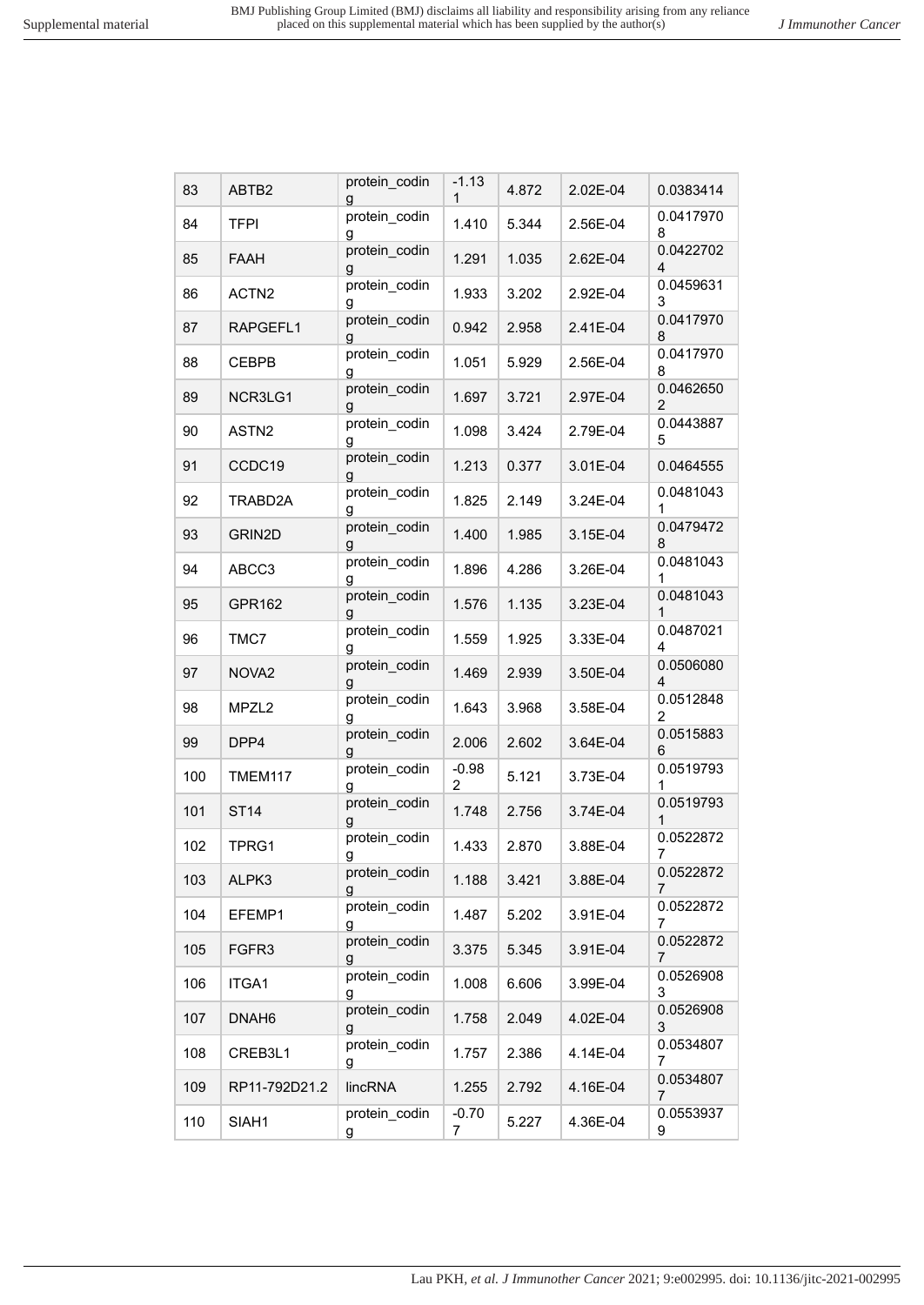| 83 | ABTB2 | protein_coding | -1.131 | 4.872 | 2.02E-04 | 0.0383414 |
|---|---|---|---|---|---|---|
| 84 | TFPI | protein_coding | 1.410 | 5.344 | 2.56E-04 | 0.04179708 |
| 85 | FAAH | protein_coding | 1.291 | 1.035 | 2.62E-04 | 0.04227024 |
| 86 | ACTN2 | protein_coding | 1.933 | 3.202 | 2.92E-04 | 0.04596313 |
| 87 | RAPGEFL1 | protein_coding | 0.942 | 2.958 | 2.41E-04 | 0.04179708 |
| 88 | CEBPB | protein_coding | 1.051 | 5.929 | 2.56E-04 | 0.04179708 |
| 89 | NCR3LG1 | protein_coding | 1.697 | 3.721 | 2.97E-04 | 0.04626502 |
| 90 | ASTN2 | protein_coding | 1.098 | 3.424 | 2.79E-04 | 0.04438875 |
| 91 | CCDC19 | protein_coding | 1.213 | 0.377 | 3.01E-04 | 0.0464555 |
| 92 | TRABD2A | protein_coding | 1.825 | 2.149 | 3.24E-04 | 0.04810431 |
| 93 | GRIN2D | protein_coding | 1.400 | 1.985 | 3.15E-04 | 0.04794728 |
| 94 | ABCC3 | protein_coding | 1.896 | 4.286 | 3.26E-04 | 0.04810431 |
| 95 | GPR162 | protein_coding | 1.576 | 1.135 | 3.23E-04 | 0.04810431 |
| 96 | TMC7 | protein_coding | 1.559 | 1.925 | 3.33E-04 | 0.04870214 |
| 97 | NOVA2 | protein_coding | 1.469 | 2.939 | 3.50E-04 | 0.05060804 |
| 98 | MPZL2 | protein_coding | 1.643 | 3.968 | 3.58E-04 | 0.05128482 |
| 99 | DPP4 | protein_coding | 2.006 | 2.602 | 3.64E-04 | 0.05158836 |
| 100 | TMEM117 | protein_coding | -0.982 | 5.121 | 3.73E-04 | 0.05197931 |
| 101 | ST14 | protein_coding | 1.748 | 2.756 | 3.74E-04 | 0.05197931 |
| 102 | TPRG1 | protein_coding | 1.433 | 2.870 | 3.88E-04 | 0.05228727 |
| 103 | ALPK3 | protein_coding | 1.188 | 3.421 | 3.88E-04 | 0.05228727 |
| 104 | EFEMP1 | protein_coding | 1.487 | 5.202 | 3.91E-04 | 0.05228727 |
| 105 | FGFR3 | protein_coding | 3.375 | 5.345 | 3.91E-04 | 0.05228727 |
| 106 | ITGA1 | protein_coding | 1.008 | 6.606 | 3.99E-04 | 0.05269083 |
| 107 | DNAH6 | protein_coding | 1.758 | 2.049 | 4.02E-04 | 0.05269083 |
| 108 | CREB3L1 | protein_coding | 1.757 | 2.386 | 4.14E-04 | 0.05348077 |
| 109 | RP11-792D21.2 | lincRNA | 1.255 | 2.792 | 4.16E-04 | 0.05348077 |
| 110 | SIAH1 | protein_coding | -0.707 | 5.227 | 4.36E-04 | 0.05539379 |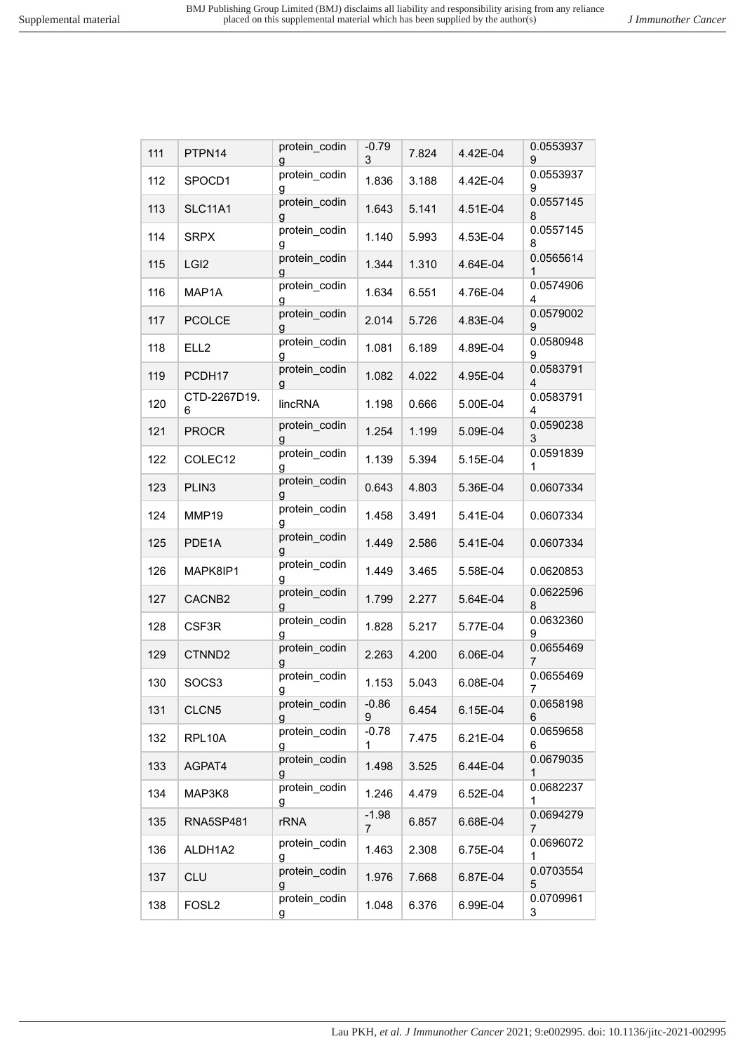| 111 | PTPN14 | protein_coding | -0.793 | 7.824 | 4.42E-04 | 0.05539379 |
|---|---|---|---|---|---|---|
| 112 | SPOCD1 | protein_coding | 1.836 | 3.188 | 4.42E-04 | 0.05539379 |
| 113 | SLC11A1 | protein_coding | 1.643 | 5.141 | 4.51E-04 | 0.05571458 |
| 114 | SRPX | protein_coding | 1.140 | 5.993 | 4.53E-04 | 0.05571458 |
| 115 | LGI2 | protein_coding | 1.344 | 1.310 | 4.64E-04 | 0.05656141 |
| 116 | MAP1A | protein_coding | 1.634 | 6.551 | 4.76E-04 | 0.05749064 |
| 117 | PCOLCE | protein_coding | 2.014 | 5.726 | 4.83E-04 | 0.05790029 |
| 118 | ELL2 | protein_coding | 1.081 | 6.189 | 4.89E-04 | 0.05809489 |
| 119 | PCDH17 | protein_coding | 1.082 | 4.022 | 4.95E-04 | 0.05837914 |
| 120 | CTD-2267D19.6 | lincRNA | 1.198 | 0.666 | 5.00E-04 | 0.05837914 |
| 121 | PROCR | protein_coding | 1.254 | 1.199 | 5.09E-04 | 0.05902383 |
| 122 | COLEC12 | protein_coding | 1.139 | 5.394 | 5.15E-04 | 0.05918391 |
| 123 | PLIN3 | protein_coding | 0.643 | 4.803 | 5.36E-04 | 0.0607334 |
| 124 | MMP19 | protein_coding | 1.458 | 3.491 | 5.41E-04 | 0.0607334 |
| 125 | PDE1A | protein_coding | 1.449 | 2.586 | 5.41E-04 | 0.0607334 |
| 126 | MAPK8IP1 | protein_coding | 1.449 | 3.465 | 5.58E-04 | 0.0620853 |
| 127 | CACNB2 | protein_coding | 1.799 | 2.277 | 5.64E-04 | 0.06225968 |
| 128 | CSF3R | protein_coding | 1.828 | 5.217 | 5.77E-04 | 0.06323609 |
| 129 | CTNND2 | protein_coding | 2.263 | 4.200 | 6.06E-04 | 0.06554697 |
| 130 | SOCS3 | protein_coding | 1.153 | 5.043 | 6.08E-04 | 0.06554697 |
| 131 | CLCN5 | protein_coding | -0.869 | 6.454 | 6.15E-04 | 0.06581986 |
| 132 | RPL10A | protein_coding | -0.781 | 7.475 | 6.21E-04 | 0.06596586 |
| 133 | AGPAT4 | protein_coding | 1.498 | 3.525 | 6.44E-04 | 0.06790351 |
| 134 | MAP3K8 | protein_coding | 1.246 | 4.479 | 6.52E-04 | 0.06822371 |
| 135 | RNA5SP481 | rRNA | -1.987 | 6.857 | 6.68E-04 | 0.06942797 |
| 136 | ALDH1A2 | protein_coding | 1.463 | 2.308 | 6.75E-04 | 0.06960721 |
| 137 | CLU | protein_coding | 1.976 | 7.668 | 6.87E-04 | 0.07035545 |
| 138 | FOSL2 | protein_coding | 1.048 | 6.376 | 6.99E-04 | 0.07099613 |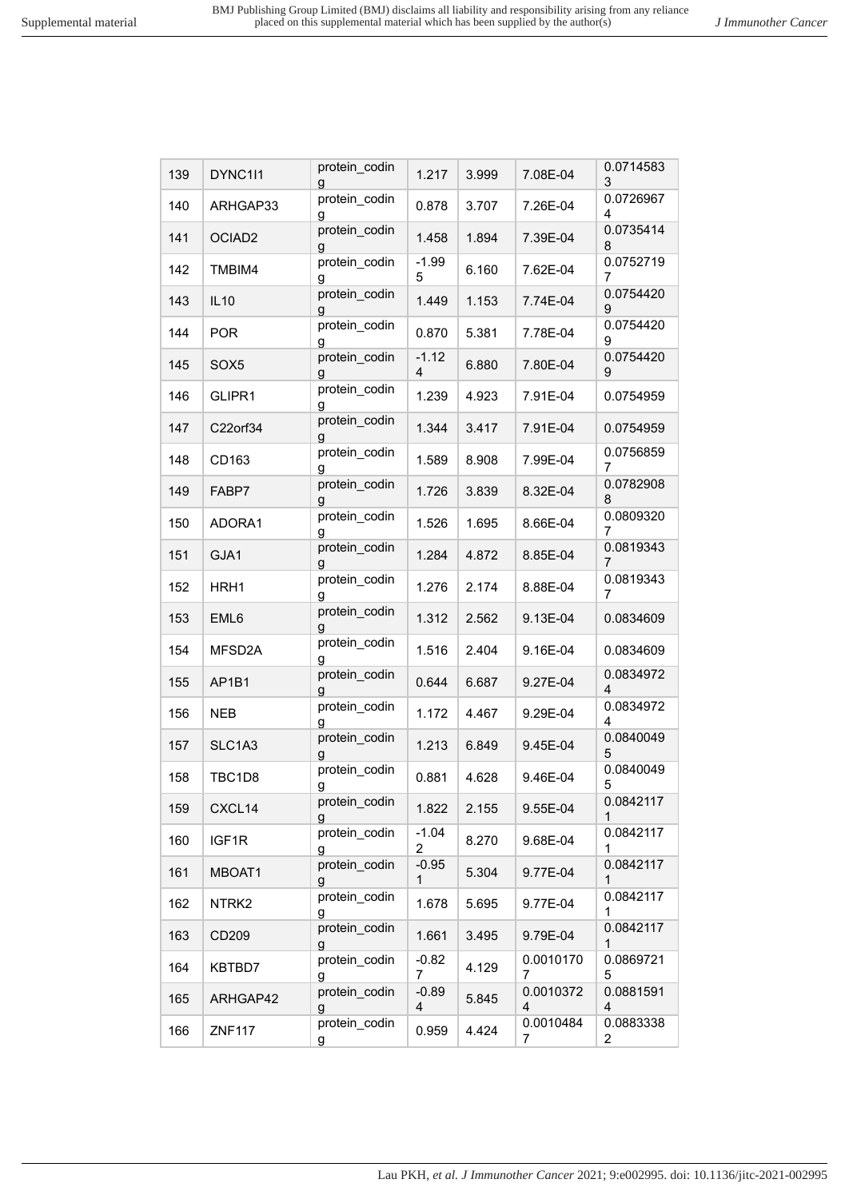| 139 | DYNC1I1 | protein_coding | 1.217 | 3.999 | 7.08E-04 | 0.07145833 |
|---|---|---|---|---|---|---|
| 140 | ARHGAP33 | protein_coding | 0.878 | 3.707 | 7.26E-04 | 0.07269674 |
| 141 | OCIAD2 | protein_coding | 1.458 | 1.894 | 7.39E-04 | 0.07354148 |
| 142 | TMBIM4 | protein_coding | -1.995 | 6.160 | 7.62E-04 | 0.07527197 |
| 143 | IL10 | protein_coding | 1.449 | 1.153 | 7.74E-04 | 0.07544209 |
| 144 | POR | protein_coding | 0.870 | 5.381 | 7.78E-04 | 0.07544209 |
| 145 | SOX5 | protein_coding | -1.124 | 6.880 | 7.80E-04 | 0.07544209 |
| 146 | GLIPR1 | protein_coding | 1.239 | 4.923 | 7.91E-04 | 0.0754959 |
| 147 | C22orf34 | protein_coding | 1.344 | 3.417 | 7.91E-04 | 0.0754959 |
| 148 | CD163 | protein_coding | 1.589 | 8.908 | 7.99E-04 | 0.07568597 |
| 149 | FABP7 | protein_coding | 1.726 | 3.839 | 8.32E-04 | 0.07829088 |
| 150 | ADORA1 | protein_coding | 1.526 | 1.695 | 8.66E-04 | 0.08093207 |
| 151 | GJA1 | protein_coding | 1.284 | 4.872 | 8.85E-04 | 0.08193437 |
| 152 | HRH1 | protein_coding | 1.276 | 2.174 | 8.88E-04 | 0.08193437 |
| 153 | EML6 | protein_coding | 1.312 | 2.562 | 9.13E-04 | 0.0834609 |
| 154 | MFSD2A | protein_coding | 1.516 | 2.404 | 9.16E-04 | 0.0834609 |
| 155 | AP1B1 | protein_coding | 0.644 | 6.687 | 9.27E-04 | 0.08349724 |
| 156 | NEB | protein_coding | 1.172 | 4.467 | 9.29E-04 | 0.08349724 |
| 157 | SLC1A3 | protein_coding | 1.213 | 6.849 | 9.45E-04 | 0.08400495 |
| 158 | TBC1D8 | protein_coding | 0.881 | 4.628 | 9.46E-04 | 0.08400495 |
| 159 | CXCL14 | protein_coding | 1.822 | 2.155 | 9.55E-04 | 0.08421171 |
| 160 | IGF1R | protein_coding | -1.042 | 8.270 | 9.68E-04 | 0.08421171 |
| 161 | MBOAT1 | protein_coding | -0.951 | 5.304 | 9.77E-04 | 0.08421171 |
| 162 | NTRK2 | protein_coding | 1.678 | 5.695 | 9.77E-04 | 0.08421171 |
| 163 | CD209 | protein_coding | 1.661 | 3.495 | 9.79E-04 | 0.08421171 |
| 164 | KBTBD7 | protein_coding | -0.827 | 4.129 | 0.00101707 | 0.08697215 |
| 165 | ARHGAP42 | protein_coding | -0.894 | 5.845 | 0.00103724 | 0.08815914 |
| 166 | ZNF117 | protein_coding | 0.959 | 4.424 | 0.00104847 | 0.08833382 |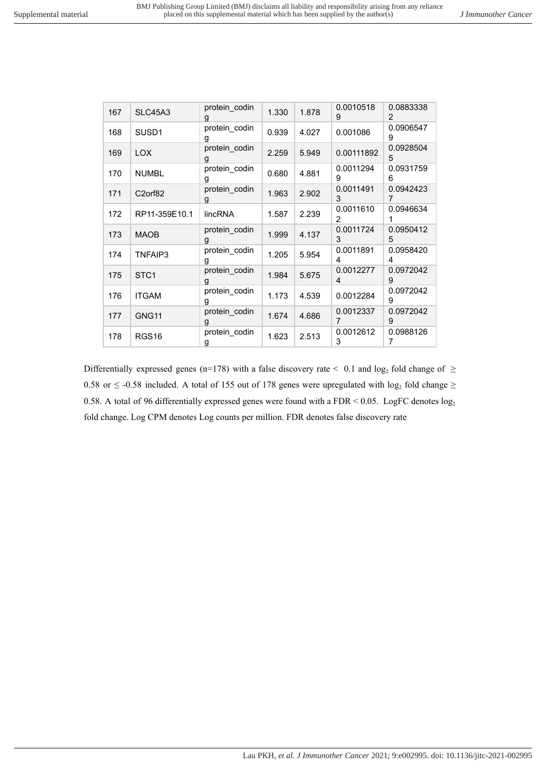| 167 | SLC45A3 | protein_coding | 1.330 | 1.878 | 0.00105189 | 0.08833382 |
|---|---|---|---|---|---|---|
| 168 | SUSD1 | protein_coding | 0.939 | 4.027 | 0.001086 | 0.09065479 |
| 169 | LOX | protein_coding | 2.259 | 5.949 | 0.00111892 | 0.09285045 |
| 170 | NUMBL | protein_coding | 0.680 | 4.881 | 0.00112949 | 0.09317596 |
| 171 | C2orf82 | protein_coding | 1.963 | 2.902 | 0.00114913 | 0.09424237 |
| 172 | RP11-359E10.1 | lincRNA | 1.587 | 2.239 | 0.00116102 | 0.09466341 |
| 173 | MAOB | protein_coding | 1.999 | 4.137 | 0.00117243 | 0.09504125 |
| 174 | TNFAIP3 | protein_coding | 1.205 | 5.954 | 0.00118914 | 0.09584204 |
| 175 | STC1 | protein_coding | 1.984 | 5.675 | 0.00122774 | 0.09720429 |
| 176 | ITGAM | protein_coding | 1.173 | 4.539 | 0.0012284 | 0.09720429 |
| 177 | GNG11 | protein_coding | 1.674 | 4.686 | 0.00123377 | 0.09720429 |
| 178 | RGS16 | protein_coding | 1.623 | 2.513 | 0.00126123 | 0.09881267 |

Differentially expressed genes (n=178) with a false discovery rate < 0.1 and $\log_2$ fold change of $\geq$ 0.58 or $\leq$ -0.58 included. A total of 155 out of 178 genes were upregulated with $\log_2$ fold change $\geq$ 0.58. A total of 96 differentially expressed genes were found with a FDR < 0.05. LogFC denotes $\log_2$ fold change. Log CPM denotes Log counts per million. FDR denotes false discovery rate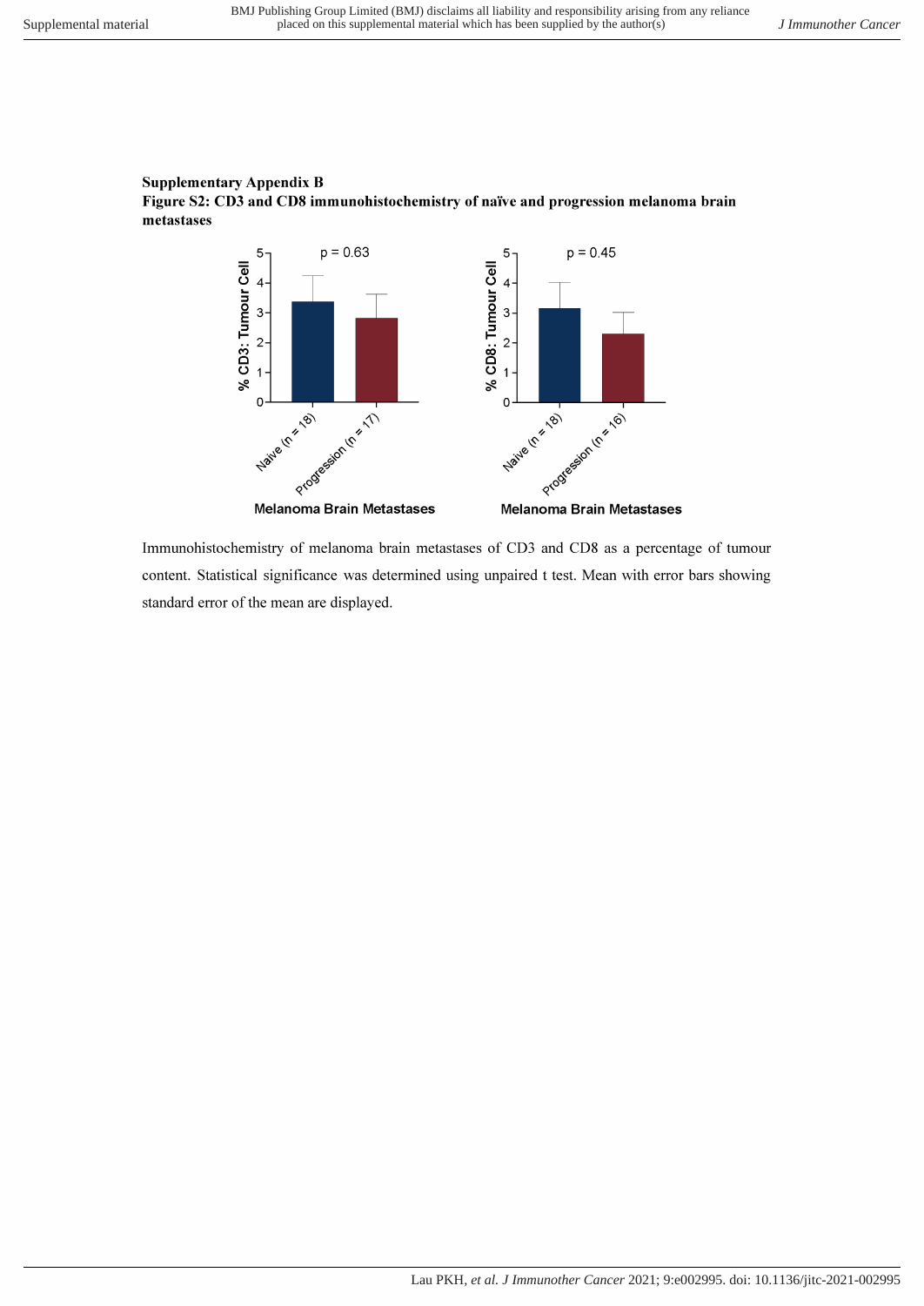**Supplementary Appendix B**

**Figure S2: CD3 and CD8 immunohistochemistry of naïve and progression melanoma brain metastases**

p = 0.63

% CD3: Tumour Cell

0 1 2 3 4 5

Naïve (n = 18)

Progression (n = 17)

Melanoma Brain Metastases

p = 0.45

% CD8: Tumour Cell

0 1 2 3 4 5

Naïve (n = 18)

Progression (n = 16)

Melanoma Brain Metastases

Immunohistochemistry of melanoma brain metastases of CD3 and CD8 as a percentage of tumour content. Statistical significance was determined using unpaired t test. Mean with error bars showing standard error of the mean are displayed.